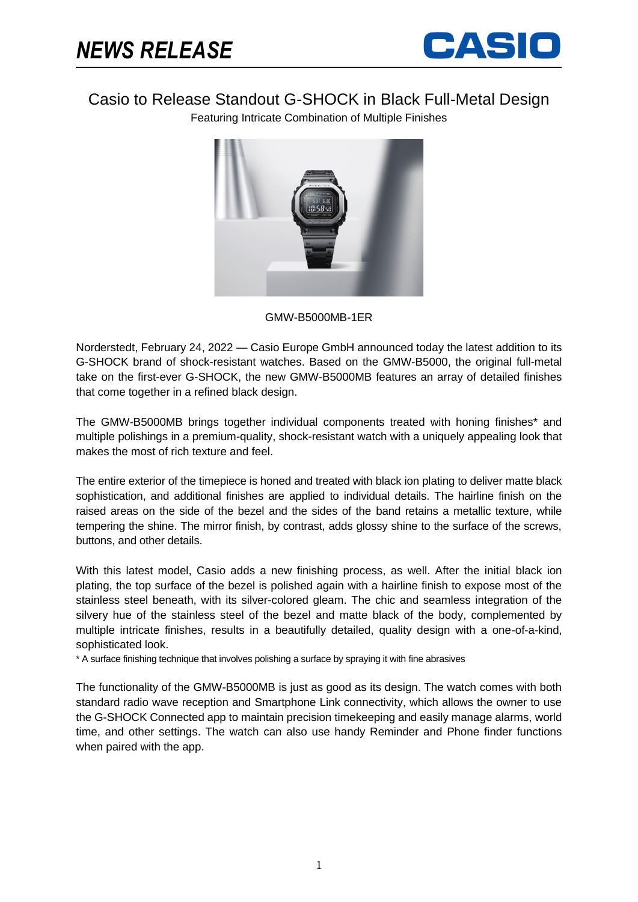# NEWS RELEASE

## Casio to Release Standout G-SHOCK in Black Full-Metal Design

Featuring Intricate Combination of Multiple Finishes

GMW-B5000MB-1ER

Norderstedt, February 24, 2022 — Casio Europe GmbH announced today the latest addition to its G-SHOCK brand of shock-resistant watches. Based on the GMW-B5000, the original full-metal take on the first-ever G-SHOCK, the new GMW-B5000MB features an array of detailed finishes that come together in a refined black design.

The GMW-B5000MB brings together individual components treated with honing finishes* and multiple polishings in a premium-quality, shock-resistant watch with a uniquely appealing look that makes the most of rich texture and feel.

The entire exterior of the timepiece is honed and treated with black ion plating to deliver matte black sophistication, and additional finishes are applied to individual details. The hairline finish on the raised areas on the side of the bezel and the sides of the band retains a metallic texture, while tempering the shine. The mirror finish, by contrast, adds glossy shine to the surface of the screws, buttons, and other details.

With this latest model, Casio adds a new finishing process, as well. After the initial black ion plating, the top surface of the bezel is polished again with a hairline finish to expose most of the stainless steel beneath, with its silver-colored gleam. The chic and seamless integration of the silvery hue of the stainless steel of the bezel and matte black of the body, complemented by multiple intricate finishes, results in a beautifully detailed, quality design with a one-of-a-kind, sophisticated look.

* A surface finishing technique that involves polishing a surface by spraying it with fine abrasives

The functionality of the GMW-B5000MB is just as good as its design. The watch comes with both standard radio wave reception and Smartphone Link connectivity, which allows the owner to use the G-SHOCK Connected app to maintain precision timekeeping and easily manage alarms, world time, and other settings. The watch can also use handy Reminder and Phone finder functions when paired with the app.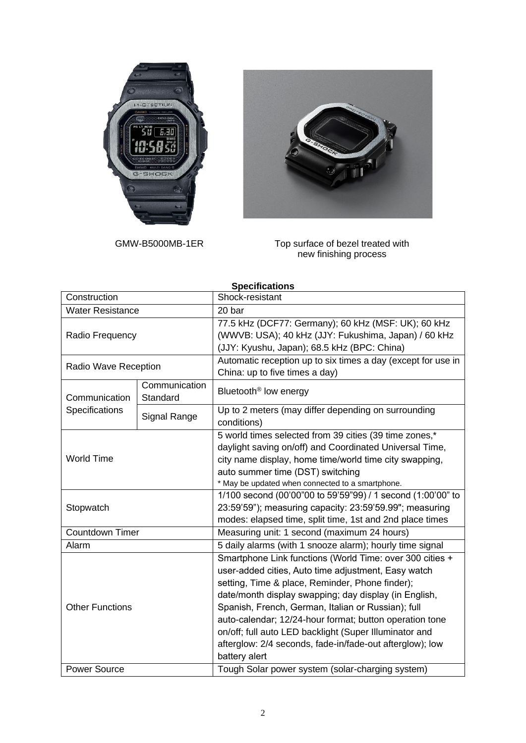GMW-B5000MB-1ER

Top surface of bezel treated with new finishing process

**Specifications**

| | | |
|---|---|---|
| Construction | | Shock-resistant |
| Water Resistance | | 20 bar |
| Radio Frequency | | 77.5 kHz (DCF77: Germany); 60 kHz (MSF: UK); 60 kHz (WWVB: USA); 40 kHz (JJY: Fukushima, Japan) / 60 kHz (JJY: Kyushu, Japan); 68.5 kHz (BPC: China) |
| Radio Wave Reception | | Automatic reception up to six times a day (except for use in China: up to five times a day) |
| Communication Specifications | Communication Standard | Bluetooth® low energy |
| | Signal Range | Up to 2 meters (may differ depending on surrounding conditions) |
| World Time | | 5 world times selected from 39 cities (39 time zones,* daylight saving on/off) and Coordinated Universal Time, city name display, home time/world time city swapping, auto summer time (DST) switching<br>* May be updated when connected to a smartphone. |
| Stopwatch | | 1/100 second (00'00"00 to 59'59"99) / 1 second (1:00'00" to 23:59'59"); measuring capacity: 23:59'59.99"; measuring modes: elapsed time, split time, 1st and 2nd place times |
| Countdown Timer | | Measuring unit: 1 second (maximum 24 hours) |
| Alarm | | 5 daily alarms (with 1 snooze alarm); hourly time signal |
| Other Functions | | Smartphone Link functions (World Time: over 300 cities + user-added cities, Auto time adjustment, Easy watch setting, Time & place, Reminder, Phone finder); date/month display swapping; day display (in English, Spanish, French, German, Italian or Russian); full auto-calendar; 12/24-hour format; button operation tone on/off; full auto LED backlight (Super Illuminator and afterglow: 2/4 seconds, fade-in/fade-out afterglow); low battery alert |
| Power Source | | Tough Solar power system (solar-charging system) |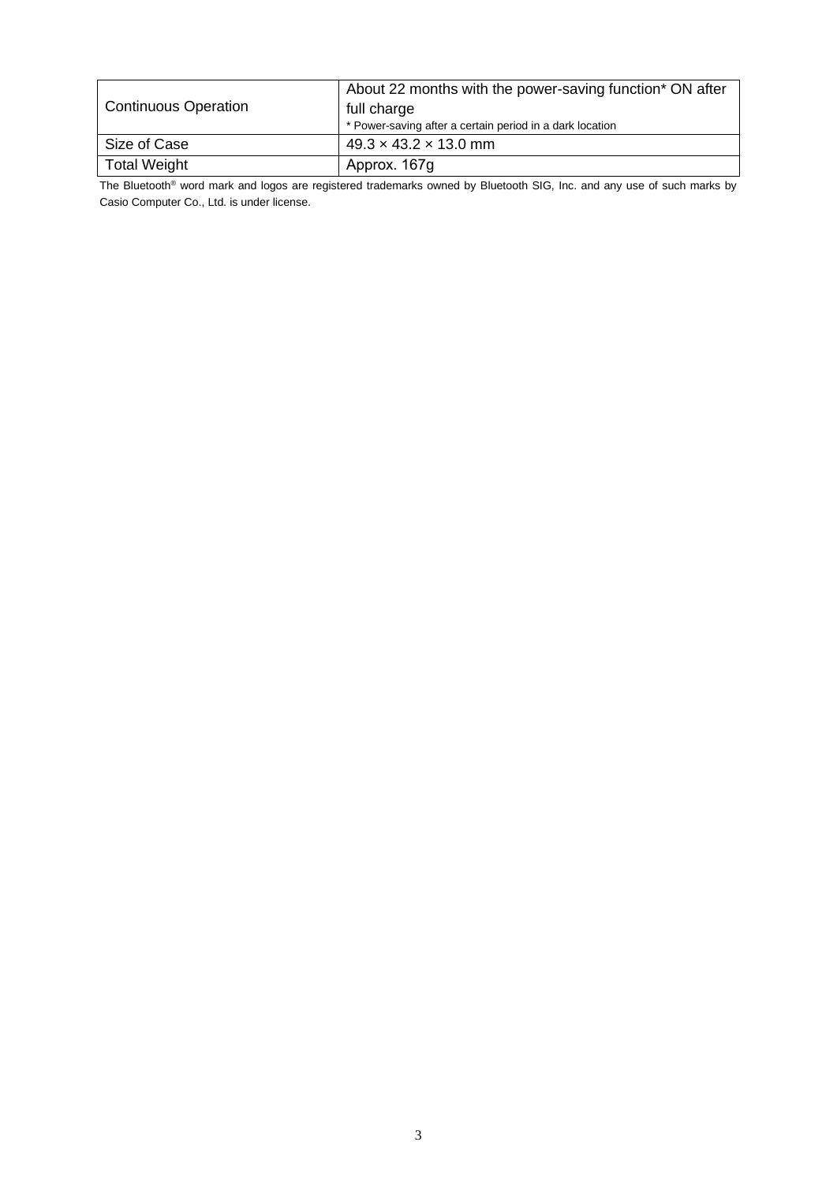| | |
|---|---|
| Continuous Operation | About 22 months with the power-saving function* ON after full charge<br>* Power-saving after a certain period in a dark location |
| Size of Case | 49.3 × 43.2 × 13.0 mm |
| Total Weight | Approx. 167g |

The Bluetooth® word mark and logos are registered trademarks owned by Bluetooth SIG, Inc. and any use of such marks by Casio Computer Co., Ltd. is under license.